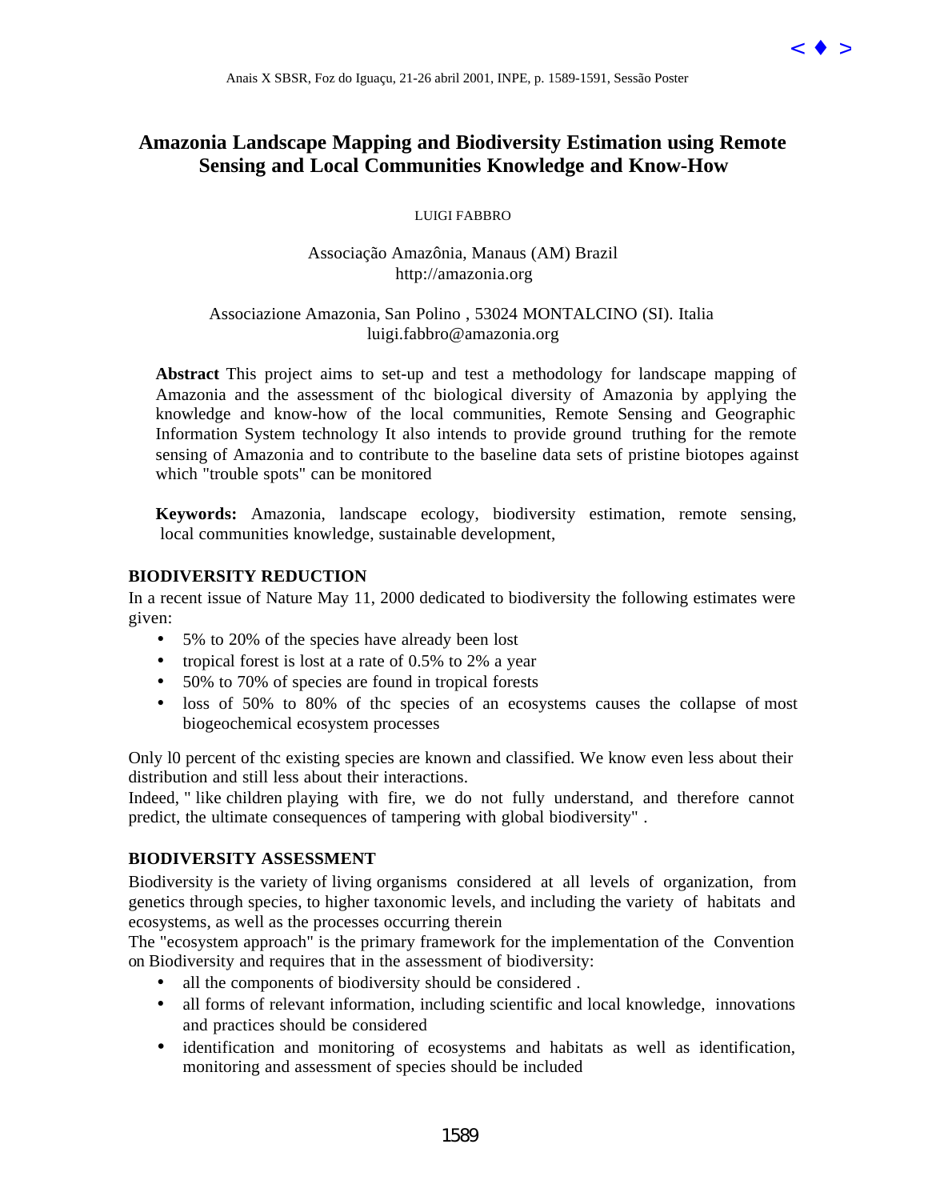# Amazonia Landscape Mapping and Biodiversity Estimation using Remote Sensing and Local Communities Knowledge and Know-How

LUIGI FABBRO

Associação Amazônia, Manaus (AM) Brazil
http://amazonia.org

Associazione Amazonia, San Polino , 53024 MONTALCINO (SI). Italia
luigi.fabbro@amazonia.org

**Abstract** This project aims to set-up and test a methodology for landscape mapping of Amazonia and the assessment of thc biological diversity of Amazonia by applying the knowledge and know-how of the local communities, Remote Sensing and Geographic Information System technology It also intends to provide ground truthing for the remote sensing of Amazonia and to contribute to the baseline data sets of pristine biotopes against which "trouble spots" can be monitored

**Keywords:** Amazonia, landscape ecology, biodiversity estimation, remote sensing, local communities knowledge, sustainable development,

## BIODIVERSITY REDUCTION

In a recent issue of Nature May 11, 2000 dedicated to biodiversity the following estimates were given:

- 5% to 20% of the species have already been lost
- tropical forest is lost at a rate of 0.5% to 2% a year
- 50% to 70% of species are found in tropical forests
- loss of 50% to 80% of thc species of an ecosystems causes the collapse of most biogeochemical ecosystem processes

Only l0 percent of thc existing species are known and classified. We know even less about their distribution and still less about their interactions.
Indeed, " like children playing with fire, we do not fully understand, and therefore cannot predict, the ultimate consequences of tampering with global biodiversity" .

## BIODIVERSITY ASSESSMENT

Biodiversity is the variety of living organisms considered at all levels of organization, from genetics through species, to higher taxonomic levels, and including the variety of habitats and ecosystems, as well as the processes occurring therein
The "ecosystem approach" is the primary framework for the implementation of the Convention on Biodiversity and requires that in the assessment of biodiversity:

- all the components of biodiversity should be considered .
- all forms of relevant information, including scientific and local knowledge, innovations and practices should be considered
- identification and monitoring of ecosystems and habitats as well as identification, monitoring and assessment of species should be included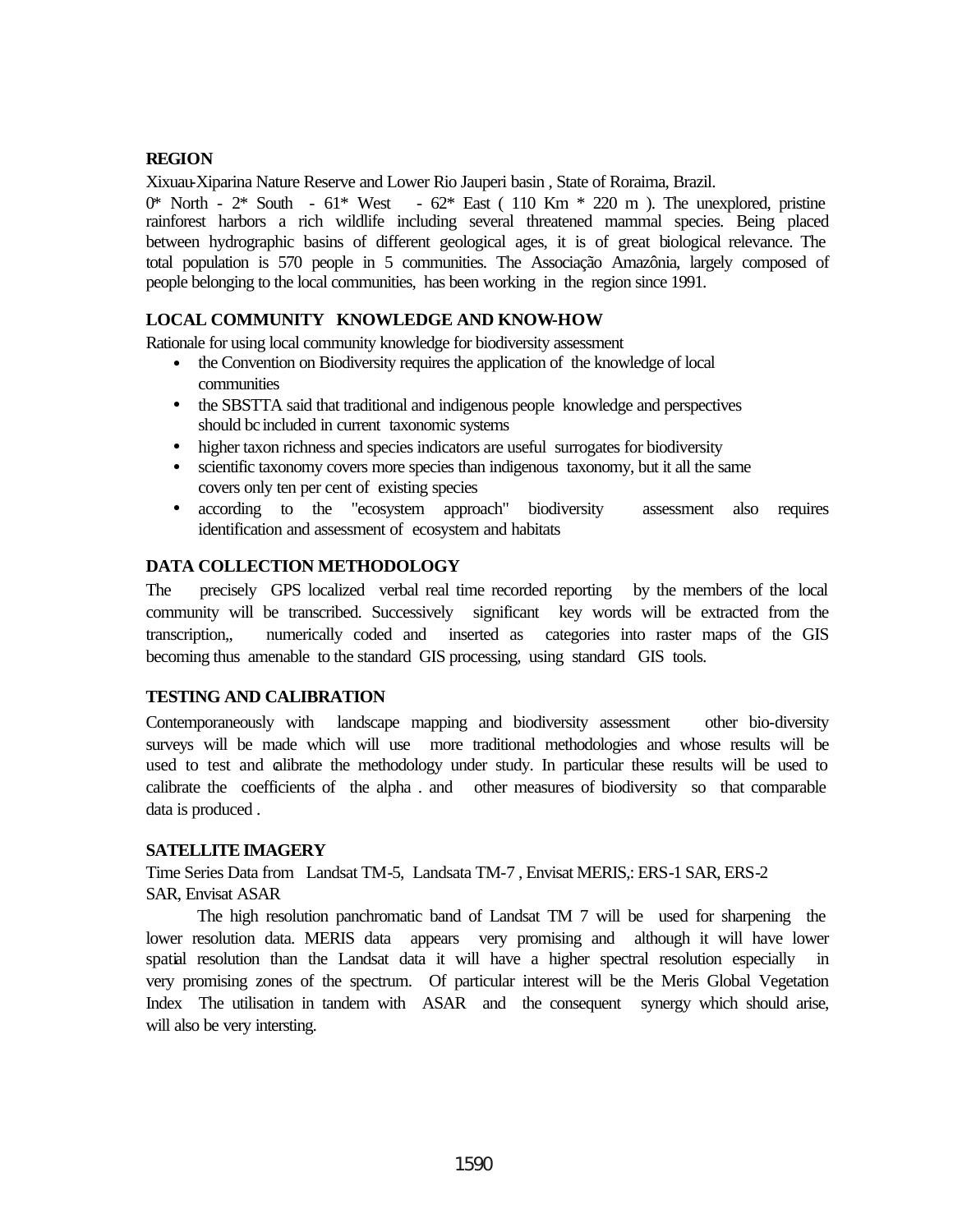**REGION**

Xixuau-Xiparina Nature Reserve and Lower Rio Jauperi basin , State of Roraima, Brazil.

0* North - 2* South - 61* West - 62* East ( 110 Km * 220 m ). The unexplored, pristine rainforest harbors a rich wildlife including several threatened mammal species. Being placed between hydrographic basins of different geological ages, it is of great biological relevance. The total population is 570 people in 5 communities. The Associação Amazônia, largely composed of people belonging to the local communities, has been working in the region since 1991.

**LOCAL COMMUNITY KNOWLEDGE AND KNOW-HOW**

Rationale for using local community knowledge for biodiversity assessment

- the Convention on Biodiversity requires the application of the knowledge of local communities
- the SBSTTA said that traditional and indigenous people knowledge and perspectives should bc included in current taxonomic systems
- higher taxon richness and species indicators are useful surrogates for biodiversity
- scientific taxonomy covers more species than indigenous taxonomy, but it all the same covers only ten per cent of existing species
- according to the "ecosystem approach" biodiversity assessment also requires identification and assessment of ecosystem and habitats

**DATA COLLECTION METHODOLOGY**

The precisely GPS localized verbal real time recorded reporting by the members of the local community will be transcribed. Successively significant key words will be extracted from the transcription,, numerically coded and inserted as categories into raster maps of the GIS becoming thus amenable to the standard GIS processing, using standard GIS tools.

**TESTING AND CALIBRATION**

Contemporaneously with landscape mapping and biodiversity assessment other bio-diversity surveys will be made which will use more traditional methodologies and whose results will be used to test and calibrate the methodology under study. In particular these results will be used to calibrate the coefficients of the alpha . and other measures of biodiversity so that comparable data is produced .

**SATELLITE IMAGERY**

Time Series Data from Landsat TM-5, Landsata TM-7 , Envisat MERIS,: ERS-1 SAR, ERS-2 SAR, Envisat ASAR

The high resolution panchromatic band of Landsat TM 7 will be used for sharpening the lower resolution data. MERIS data appears very promising and although it will have lower spatial resolution than the Landsat data it will have a higher spectral resolution especially in very promising zones of the spectrum. Of particular interest will be the Meris Global Vegetation Index The utilisation in tandem with ASAR and the consequent synergy which should arise, will also be very intersting.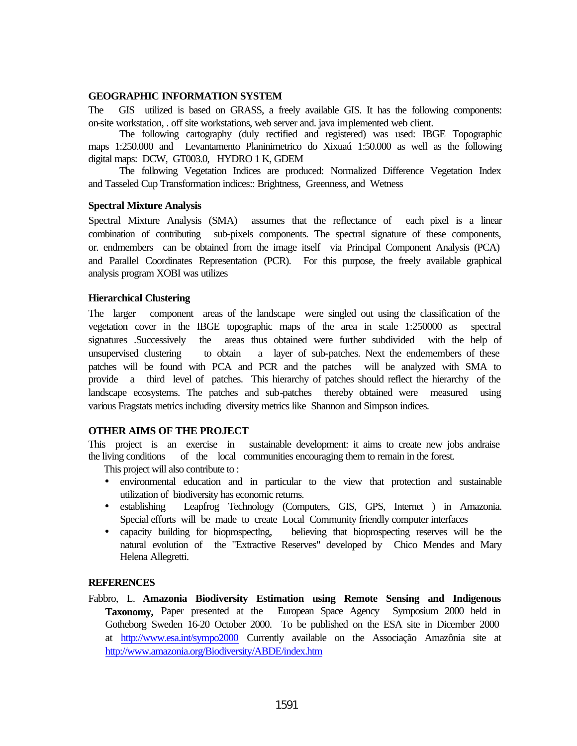## GEOGRAPHIC INFORMATION SYSTEM

The GIS utilized is based on GRASS, a freely available GIS. It has the following components: on-site workstation, . off site workstations, web server and. java implemented web client.

The following cartography (duly rectified and registered) was used: IBGE Topographic maps 1:250.000 and Levantamento Planinimetrico do Xixuaú 1:50.000 as well as the following digital maps: DCW, GT003.0, HYDRO 1 K, GDEM

The following Vegetation Indices are produced: Normalized Difference Vegetation Index and Tasseled Cup Transformation indices:: Brightness, Greenness, and Wetness

### Spectral Mixture Analysis

Spectral Mixture Analysis (SMA) assumes that the reflectance of each pixel is a linear combination of contributing sub-pixels components. The spectral signature of these components, or. endmembers can be obtained from the image itself via Principal Component Analysis (PCA) and Parallel Coordinates Representation (PCR). For this purpose, the freely available graphical analysis program XOBI was utilizes

### Hierarchical Clustering

The larger component areas of the landscape were singled out using the classification of the vegetation cover in the IBGE topographic maps of the area in scale 1:250000 as spectral signatures .Successively the areas thus obtained were further subdivided with the help of unsupervised clustering to obtain a layer of sub-patches. Next the endemembers of these patches will be found with PCA and PCR and the patches will be analyzed with SMA to provide a third level of patches. This hierarchy of patches should reflect the hierarchy of the landscape ecosystems. The patches and sub-patches thereby obtained were measured using various Fragstats metrics including diversity metrics like Shannon and Simpson indices.

## OTHER AIMS OF THE PROJECT

This project is an exercise in sustainable development: it aims to create new jobs andraise the living conditions of the local communities encouraging them to remain in the forest.

This project will also contribute to :

- environmental education and in particular to the view that protection and sustainable utilization of biodiversity has economic returns.
- establishing Leapfrog Technology (Computers, GIS, GPS, Internet ) in Amazonia. Special efforts will be made to create Local Community friendly computer interfaces
- capacity building for bioprospectlng, believing that bioprospecting reserves will be the natural evolution of the "Extractive Reserves" developed by Chico Mendes and Mary Helena Allegretti.

## REFERENCES

Fabbro, L. **Amazonia Biodiversity Estimation using Remote Sensing and Indigenous Taxonomy,** Paper presented at the European Space Agency Symposium 2000 held in Gotheborg Sweden 16-20 October 2000. To be published on the ESA site in Dicember 2000 at http://www.esa.int/sympo2000 Currently available on the Associação Amazônia site at http://www.amazonia.org/Biodiversity/ABDE/index.htm